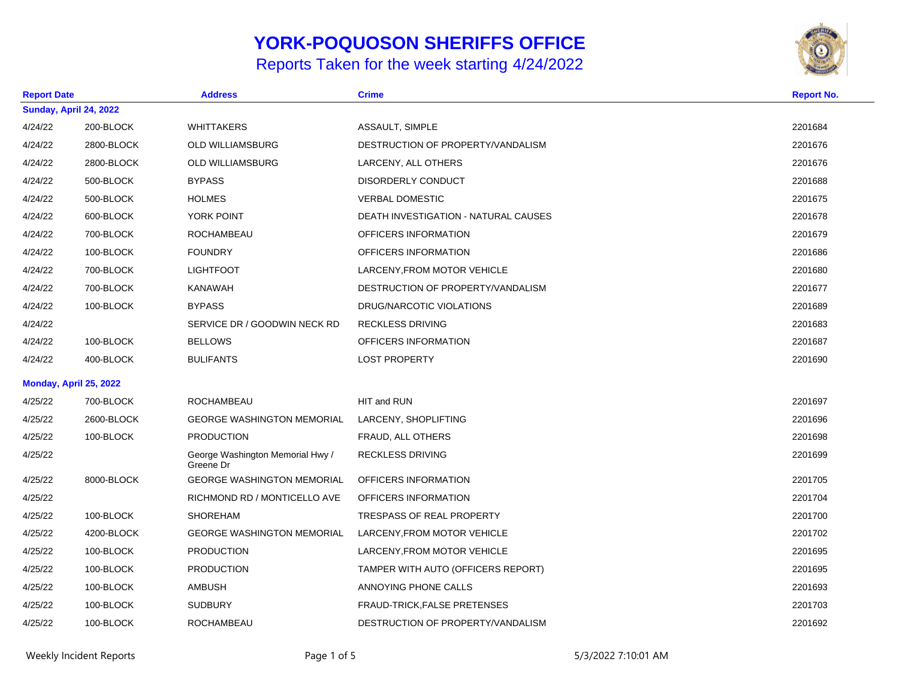# YORK-POQUOSON SHERIFFS OFFICE

## Reports Taken for the week starting 4/24/2022

| Report Date | | Address | Crime | Report No. |
|---|---|---|---|---|
| **Sunday, April 24, 2022** | | | | |
| 4/24/22 | 200-BLOCK | WHITTAKERS | ASSAULT, SIMPLE | 2201684 |
| 4/24/22 | 2800-BLOCK | OLD WILLIAMSBURG | DESTRUCTION OF PROPERTY/VANDALISM | 2201676 |
| 4/24/22 | 2800-BLOCK | OLD WILLIAMSBURG | LARCENY, ALL OTHERS | 2201676 |
| 4/24/22 | 500-BLOCK | BYPASS | DISORDERLY CONDUCT | 2201688 |
| 4/24/22 | 500-BLOCK | HOLMES | VERBAL DOMESTIC | 2201675 |
| 4/24/22 | 600-BLOCK | YORK POINT | DEATH INVESTIGATION - NATURAL CAUSES | 2201678 |
| 4/24/22 | 700-BLOCK | ROCHAMBEAU | OFFICERS INFORMATION | 2201679 |
| 4/24/22 | 100-BLOCK | FOUNDRY | OFFICERS INFORMATION | 2201686 |
| 4/24/22 | 700-BLOCK | LIGHTFOOT | LARCENY,FROM MOTOR VEHICLE | 2201680 |
| 4/24/22 | 700-BLOCK | KANAWAH | DESTRUCTION OF PROPERTY/VANDALISM | 2201677 |
| 4/24/22 | 100-BLOCK | BYPASS | DRUG/NARCOTIC VIOLATIONS | 2201689 |
| 4/24/22 | | SERVICE DR / GOODWIN NECK RD | RECKLESS DRIVING | 2201683 |
| 4/24/22 | 100-BLOCK | BELLOWS | OFFICERS INFORMATION | 2201687 |
| 4/24/22 | 400-BLOCK | BULIFANTS | LOST PROPERTY | 2201690 |
| **Monday, April 25, 2022** | | | | |
| 4/25/22 | 700-BLOCK | ROCHAMBEAU | HIT and RUN | 2201697 |
| 4/25/22 | 2600-BLOCK | GEORGE WASHINGTON MEMORIAL | LARCENY, SHOPLIFTING | 2201696 |
| 4/25/22 | 100-BLOCK | PRODUCTION | FRAUD, ALL OTHERS | 2201698 |
| 4/25/22 | | George Washington Memorial Hwy / Greene Dr | RECKLESS DRIVING | 2201699 |
| 4/25/22 | 8000-BLOCK | GEORGE WASHINGTON MEMORIAL | OFFICERS INFORMATION | 2201705 |
| 4/25/22 | | RICHMOND RD / MONTICELLO AVE | OFFICERS INFORMATION | 2201704 |
| 4/25/22 | 100-BLOCK | SHOREHAM | TRESPASS OF REAL PROPERTY | 2201700 |
| 4/25/22 | 4200-BLOCK | GEORGE WASHINGTON MEMORIAL | LARCENY,FROM MOTOR VEHICLE | 2201702 |
| 4/25/22 | 100-BLOCK | PRODUCTION | LARCENY,FROM MOTOR VEHICLE | 2201695 |
| 4/25/22 | 100-BLOCK | PRODUCTION | TAMPER WITH AUTO (OFFICERS REPORT) | 2201695 |
| 4/25/22 | 100-BLOCK | AMBUSH | ANNOYING PHONE CALLS | 2201693 |
| 4/25/22 | 100-BLOCK | SUDBURY | FRAUD-TRICK,FALSE PRETENSES | 2201703 |
| 4/25/22 | 100-BLOCK | ROCHAMBEAU | DESTRUCTION OF PROPERTY/VANDALISM | 2201692 |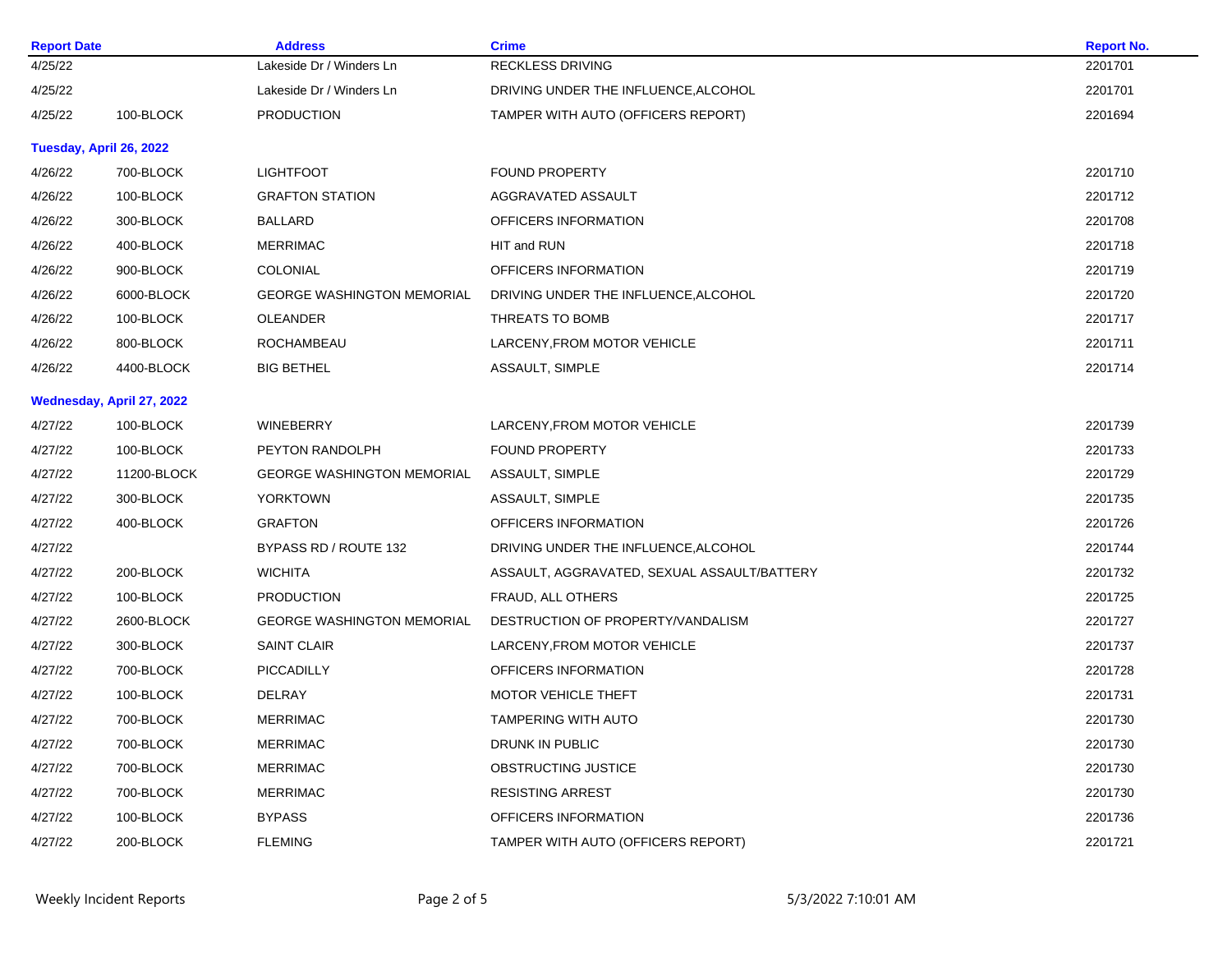| Report Date | | Address | Crime | Report No. |
|---|---|---|---|---|
| 4/25/22 | | Lakeside Dr / Winders Ln | RECKLESS DRIVING | 2201701 |
| 4/25/22 | | Lakeside Dr / Winders Ln | DRIVING UNDER THE INFLUENCE,ALCOHOL | 2201701 |
| 4/25/22 | 100-BLOCK | PRODUCTION | TAMPER WITH AUTO (OFFICERS REPORT) | 2201694 |
| **Tuesday, April 26, 2022** | | | | |
| 4/26/22 | 700-BLOCK | LIGHTFOOT | FOUND PROPERTY | 2201710 |
| 4/26/22 | 100-BLOCK | GRAFTON STATION | AGGRAVATED ASSAULT | 2201712 |
| 4/26/22 | 300-BLOCK | BALLARD | OFFICERS INFORMATION | 2201708 |
| 4/26/22 | 400-BLOCK | MERRIMAC | HIT and RUN | 2201718 |
| 4/26/22 | 900-BLOCK | COLONIAL | OFFICERS INFORMATION | 2201719 |
| 4/26/22 | 6000-BLOCK | GEORGE WASHINGTON MEMORIAL | DRIVING UNDER THE INFLUENCE,ALCOHOL | 2201720 |
| 4/26/22 | 100-BLOCK | OLEANDER | THREATS TO BOMB | 2201717 |
| 4/26/22 | 800-BLOCK | ROCHAMBEAU | LARCENY,FROM MOTOR VEHICLE | 2201711 |
| 4/26/22 | 4400-BLOCK | BIG BETHEL | ASSAULT, SIMPLE | 2201714 |
| **Wednesday, April 27, 2022** | | | | |
| 4/27/22 | 100-BLOCK | WINEBERRY | LARCENY,FROM MOTOR VEHICLE | 2201739 |
| 4/27/22 | 100-BLOCK | PEYTON RANDOLPH | FOUND PROPERTY | 2201733 |
| 4/27/22 | 11200-BLOCK | GEORGE WASHINGTON MEMORIAL | ASSAULT, SIMPLE | 2201729 |
| 4/27/22 | 300-BLOCK | YORKTOWN | ASSAULT, SIMPLE | 2201735 |
| 4/27/22 | 400-BLOCK | GRAFTON | OFFICERS INFORMATION | 2201726 |
| 4/27/22 | | BYPASS RD / ROUTE 132 | DRIVING UNDER THE INFLUENCE,ALCOHOL | 2201744 |
| 4/27/22 | 200-BLOCK | WICHITA | ASSAULT, AGGRAVATED, SEXUAL ASSAULT/BATTERY | 2201732 |
| 4/27/22 | 100-BLOCK | PRODUCTION | FRAUD, ALL OTHERS | 2201725 |
| 4/27/22 | 2600-BLOCK | GEORGE WASHINGTON MEMORIAL | DESTRUCTION OF PROPERTY/VANDALISM | 2201727 |
| 4/27/22 | 300-BLOCK | SAINT CLAIR | LARCENY,FROM MOTOR VEHICLE | 2201737 |
| 4/27/22 | 700-BLOCK | PICCADILLY | OFFICERS INFORMATION | 2201728 |
| 4/27/22 | 100-BLOCK | DELRAY | MOTOR VEHICLE THEFT | 2201731 |
| 4/27/22 | 700-BLOCK | MERRIMAC | TAMPERING WITH AUTO | 2201730 |
| 4/27/22 | 700-BLOCK | MERRIMAC | DRUNK IN PUBLIC | 2201730 |
| 4/27/22 | 700-BLOCK | MERRIMAC | OBSTRUCTING JUSTICE | 2201730 |
| 4/27/22 | 700-BLOCK | MERRIMAC | RESISTING ARREST | 2201730 |
| 4/27/22 | 100-BLOCK | BYPASS | OFFICERS INFORMATION | 2201736 |
| 4/27/22 | 200-BLOCK | FLEMING | TAMPER WITH AUTO (OFFICERS REPORT) | 2201721 |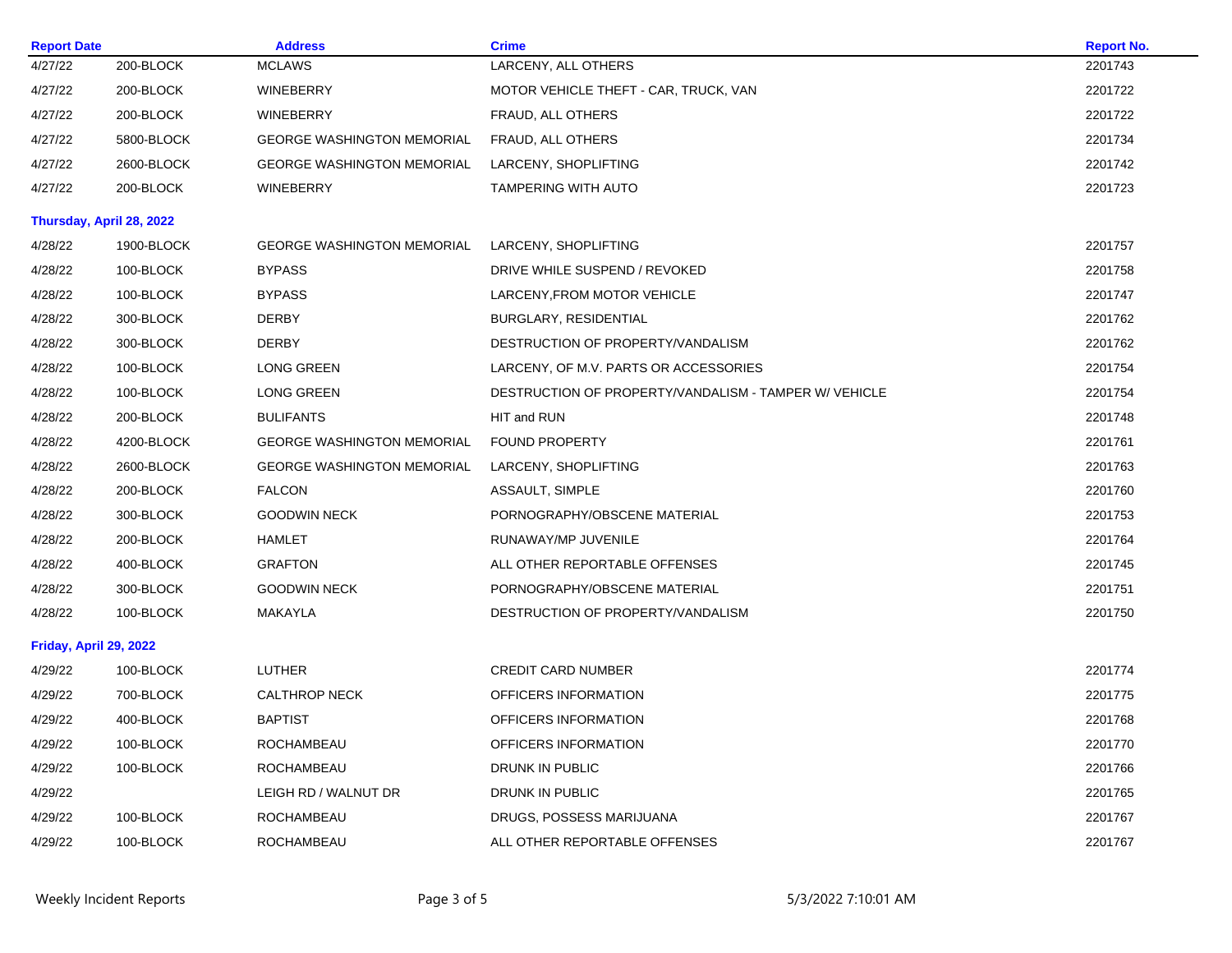| Report Date | | Address | Crime | Report No. |
|---|---|---|---|---|
| 4/27/22 | 200-BLOCK | MCLAWS | LARCENY, ALL OTHERS | 2201743 |
| 4/27/22 | 200-BLOCK | WINEBERRY | MOTOR VEHICLE THEFT - CAR, TRUCK, VAN | 2201722 |
| 4/27/22 | 200-BLOCK | WINEBERRY | FRAUD, ALL OTHERS | 2201722 |
| 4/27/22 | 5800-BLOCK | GEORGE WASHINGTON MEMORIAL | FRAUD, ALL OTHERS | 2201734 |
| 4/27/22 | 2600-BLOCK | GEORGE WASHINGTON MEMORIAL | LARCENY, SHOPLIFTING | 2201742 |
| 4/27/22 | 200-BLOCK | WINEBERRY | TAMPERING WITH AUTO | 2201723 |
| **Thursday, April 28, 2022** | | | | |
| 4/28/22 | 1900-BLOCK | GEORGE WASHINGTON MEMORIAL | LARCENY, SHOPLIFTING | 2201757 |
| 4/28/22 | 100-BLOCK | BYPASS | DRIVE WHILE SUSPEND / REVOKED | 2201758 |
| 4/28/22 | 100-BLOCK | BYPASS | LARCENY,FROM MOTOR VEHICLE | 2201747 |
| 4/28/22 | 300-BLOCK | DERBY | BURGLARY, RESIDENTIAL | 2201762 |
| 4/28/22 | 300-BLOCK | DERBY | DESTRUCTION OF PROPERTY/VANDALISM | 2201762 |
| 4/28/22 | 100-BLOCK | LONG GREEN | LARCENY, OF M.V. PARTS OR ACCESSORIES | 2201754 |
| 4/28/22 | 100-BLOCK | LONG GREEN | DESTRUCTION OF PROPERTY/VANDALISM - TAMPER W/ VEHICLE | 2201754 |
| 4/28/22 | 200-BLOCK | BULIFANTS | HIT and RUN | 2201748 |
| 4/28/22 | 4200-BLOCK | GEORGE WASHINGTON MEMORIAL | FOUND PROPERTY | 2201761 |
| 4/28/22 | 2600-BLOCK | GEORGE WASHINGTON MEMORIAL | LARCENY, SHOPLIFTING | 2201763 |
| 4/28/22 | 200-BLOCK | FALCON | ASSAULT, SIMPLE | 2201760 |
| 4/28/22 | 300-BLOCK | GOODWIN NECK | PORNOGRAPHY/OBSCENE MATERIAL | 2201753 |
| 4/28/22 | 200-BLOCK | HAMLET | RUNAWAY/MP JUVENILE | 2201764 |
| 4/28/22 | 400-BLOCK | GRAFTON | ALL OTHER REPORTABLE OFFENSES | 2201745 |
| 4/28/22 | 300-BLOCK | GOODWIN NECK | PORNOGRAPHY/OBSCENE MATERIAL | 2201751 |
| 4/28/22 | 100-BLOCK | MAKAYLA | DESTRUCTION OF PROPERTY/VANDALISM | 2201750 |
| **Friday, April 29, 2022** | | | | |
| 4/29/22 | 100-BLOCK | LUTHER | CREDIT CARD NUMBER | 2201774 |
| 4/29/22 | 700-BLOCK | CALTHROP NECK | OFFICERS INFORMATION | 2201775 |
| 4/29/22 | 400-BLOCK | BAPTIST | OFFICERS INFORMATION | 2201768 |
| 4/29/22 | 100-BLOCK | ROCHAMBEAU | OFFICERS INFORMATION | 2201770 |
| 4/29/22 | 100-BLOCK | ROCHAMBEAU | DRUNK IN PUBLIC | 2201766 |
| 4/29/22 | | LEIGH RD / WALNUT DR | DRUNK IN PUBLIC | 2201765 |
| 4/29/22 | 100-BLOCK | ROCHAMBEAU | DRUGS, POSSESS MARIJUANA | 2201767 |
| 4/29/22 | 100-BLOCK | ROCHAMBEAU | ALL OTHER REPORTABLE OFFENSES | 2201767 |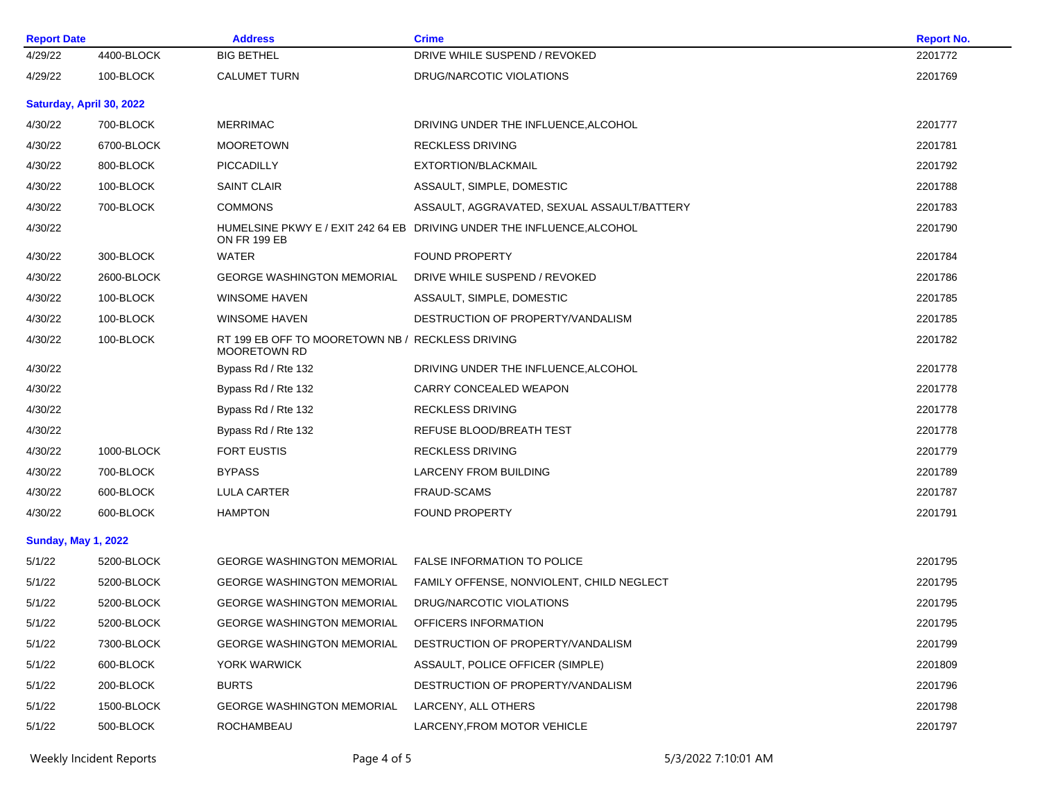| Report Date | | Address | Crime | Report No. |
|---|---|---|---|---|
| 4/29/22 | 4400-BLOCK | BIG BETHEL | DRIVE WHILE SUSPEND / REVOKED | 2201772 |
| 4/29/22 | 100-BLOCK | CALUMET TURN | DRUG/NARCOTIC VIOLATIONS | 2201769 |
| **Saturday, April 30, 2022** | | | | |
| 4/30/22 | 700-BLOCK | MERRIMAC | DRIVING UNDER THE INFLUENCE,ALCOHOL | 2201777 |
| 4/30/22 | 6700-BLOCK | MOORETOWN | RECKLESS DRIVING | 2201781 |
| 4/30/22 | 800-BLOCK | PICCADILLY | EXTORTION/BLACKMAIL | 2201792 |
| 4/30/22 | 100-BLOCK | SAINT CLAIR | ASSAULT, SIMPLE, DOMESTIC | 2201788 |
| 4/30/22 | 700-BLOCK | COMMONS | ASSAULT, AGGRAVATED, SEXUAL ASSAULT/BATTERY | 2201783 |
| 4/30/22 | | HUMELSINE PKWY E / EXIT 242 64 EB ON FR 199 EB | DRIVING UNDER THE INFLUENCE,ALCOHOL | 2201790 |
| 4/30/22 | 300-BLOCK | WATER | FOUND PROPERTY | 2201784 |
| 4/30/22 | 2600-BLOCK | GEORGE WASHINGTON MEMORIAL | DRIVE WHILE SUSPEND / REVOKED | 2201786 |
| 4/30/22 | 100-BLOCK | WINSOME HAVEN | ASSAULT, SIMPLE, DOMESTIC | 2201785 |
| 4/30/22 | 100-BLOCK | WINSOME HAVEN | DESTRUCTION OF PROPERTY/VANDALISM | 2201785 |
| 4/30/22 | 100-BLOCK | RT 199 EB OFF TO MOORETOWN NB / MOORETOWN RD | RECKLESS DRIVING | 2201782 |
| 4/30/22 | | Bypass Rd / Rte 132 | DRIVING UNDER THE INFLUENCE,ALCOHOL | 2201778 |
| 4/30/22 | | Bypass Rd / Rte 132 | CARRY CONCEALED WEAPON | 2201778 |
| 4/30/22 | | Bypass Rd / Rte 132 | RECKLESS DRIVING | 2201778 |
| 4/30/22 | | Bypass Rd / Rte 132 | REFUSE BLOOD/BREATH TEST | 2201778 |
| 4/30/22 | 1000-BLOCK | FORT EUSTIS | RECKLESS DRIVING | 2201779 |
| 4/30/22 | 700-BLOCK | BYPASS | LARCENY FROM BUILDING | 2201789 |
| 4/30/22 | 600-BLOCK | LULA CARTER | FRAUD-SCAMS | 2201787 |
| 4/30/22 | 600-BLOCK | HAMPTON | FOUND PROPERTY | 2201791 |
| **Sunday, May 1, 2022** | | | | |
| 5/1/22 | 5200-BLOCK | GEORGE WASHINGTON MEMORIAL | FALSE INFORMATION TO POLICE | 2201795 |
| 5/1/22 | 5200-BLOCK | GEORGE WASHINGTON MEMORIAL | FAMILY OFFENSE, NONVIOLENT, CHILD NEGLECT | 2201795 |
| 5/1/22 | 5200-BLOCK | GEORGE WASHINGTON MEMORIAL | DRUG/NARCOTIC VIOLATIONS | 2201795 |
| 5/1/22 | 5200-BLOCK | GEORGE WASHINGTON MEMORIAL | OFFICERS INFORMATION | 2201795 |
| 5/1/22 | 7300-BLOCK | GEORGE WASHINGTON MEMORIAL | DESTRUCTION OF PROPERTY/VANDALISM | 2201799 |
| 5/1/22 | 600-BLOCK | YORK WARWICK | ASSAULT, POLICE OFFICER (SIMPLE) | 2201809 |
| 5/1/22 | 200-BLOCK | BURTS | DESTRUCTION OF PROPERTY/VANDALISM | 2201796 |
| 5/1/22 | 1500-BLOCK | GEORGE WASHINGTON MEMORIAL | LARCENY, ALL OTHERS | 2201798 |
| 5/1/22 | 500-BLOCK | ROCHAMBEAU | LARCENY,FROM MOTOR VEHICLE | 2201797 |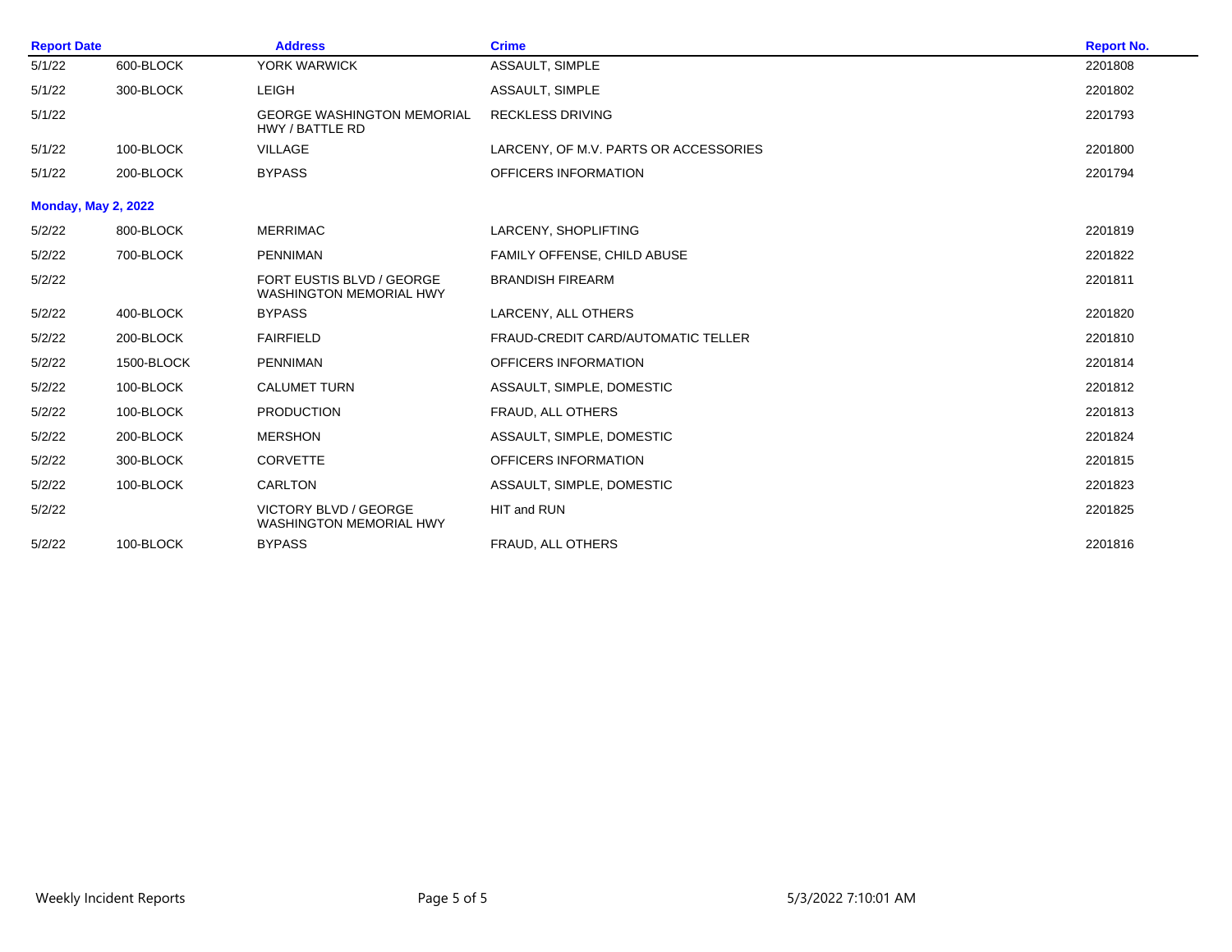| Report Date | | Address | Crime | Report No. |
|---|---|---|---|---|
| 5/1/22 | 600-BLOCK | YORK WARWICK | ASSAULT, SIMPLE | 2201808 |
| 5/1/22 | 300-BLOCK | LEIGH | ASSAULT, SIMPLE | 2201802 |
| 5/1/22 | | GEORGE WASHINGTON MEMORIAL HWY / BATTLE RD | RECKLESS DRIVING | 2201793 |
| 5/1/22 | 100-BLOCK | VILLAGE | LARCENY, OF M.V. PARTS OR ACCESSORIES | 2201800 |
| 5/1/22 | 200-BLOCK | BYPASS | OFFICERS INFORMATION | 2201794 |
| **Monday, May 2, 2022** | | | | |
| 5/2/22 | 800-BLOCK | MERRIMAC | LARCENY, SHOPLIFTING | 2201819 |
| 5/2/22 | 700-BLOCK | PENNIMAN | FAMILY OFFENSE, CHILD ABUSE | 2201822 |
| 5/2/22 | | FORT EUSTIS BLVD / GEORGE WASHINGTON MEMORIAL HWY | BRANDISH FIREARM | 2201811 |
| 5/2/22 | 400-BLOCK | BYPASS | LARCENY, ALL OTHERS | 2201820 |
| 5/2/22 | 200-BLOCK | FAIRFIELD | FRAUD-CREDIT CARD/AUTOMATIC TELLER | 2201810 |
| 5/2/22 | 1500-BLOCK | PENNIMAN | OFFICERS INFORMATION | 2201814 |
| 5/2/22 | 100-BLOCK | CALUMET TURN | ASSAULT, SIMPLE, DOMESTIC | 2201812 |
| 5/2/22 | 100-BLOCK | PRODUCTION | FRAUD, ALL OTHERS | 2201813 |
| 5/2/22 | 200-BLOCK | MERSHON | ASSAULT, SIMPLE, DOMESTIC | 2201824 |
| 5/2/22 | 300-BLOCK | CORVETTE | OFFICERS INFORMATION | 2201815 |
| 5/2/22 | 100-BLOCK | CARLTON | ASSAULT, SIMPLE, DOMESTIC | 2201823 |
| 5/2/22 | | VICTORY BLVD / GEORGE WASHINGTON MEMORIAL HWY | HIT and RUN | 2201825 |
| 5/2/22 | 100-BLOCK | BYPASS | FRAUD, ALL OTHERS | 2201816 |